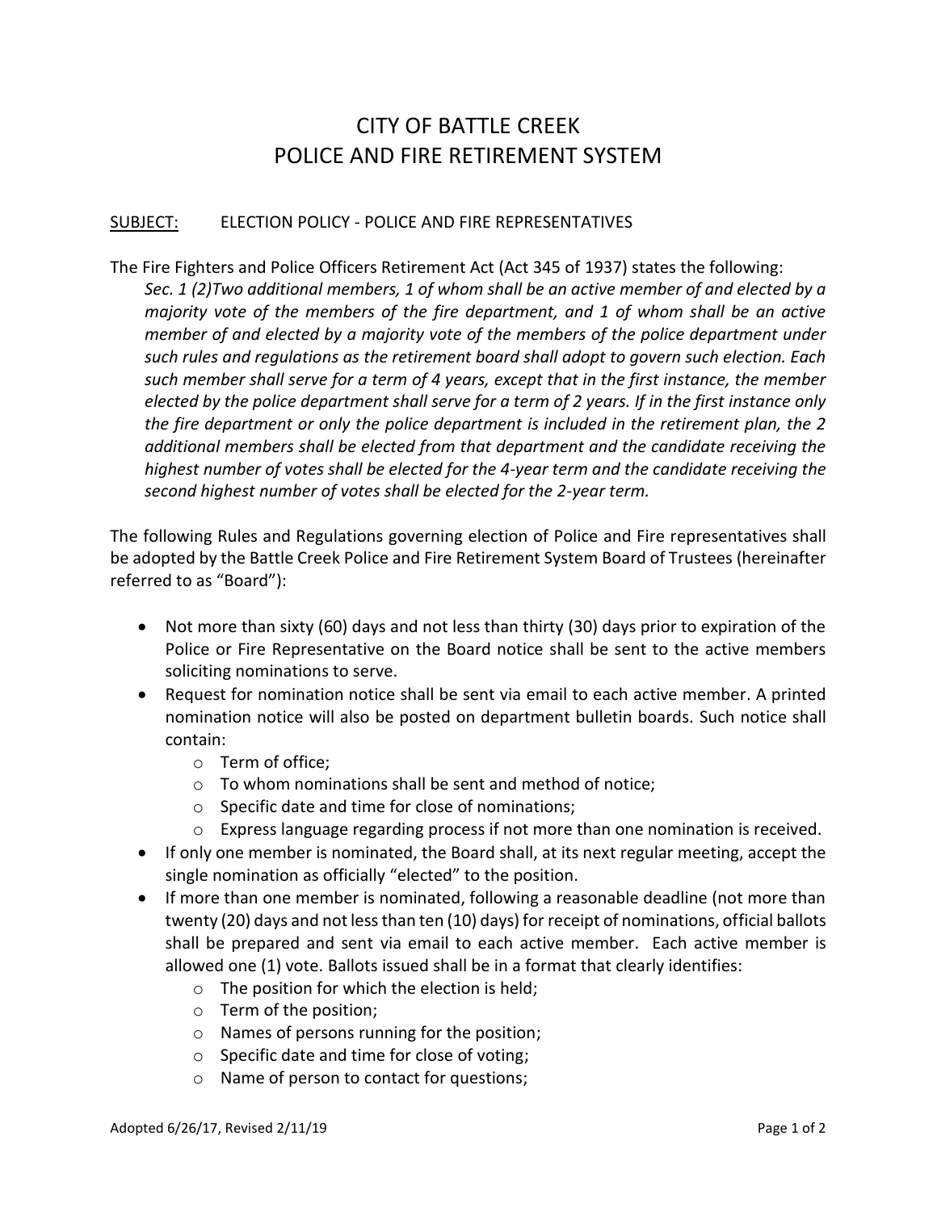# CITY OF BATTLE CREEK
# POLICE AND FIRE RETIREMENT SYSTEM

SUBJECT: ELECTION POLICY - POLICE AND FIRE REPRESENTATIVES

The Fire Fighters and Police Officers Retirement Act (Act 345 of 1937) states the following:

*Sec. 1 (2)Two additional members, 1 of whom shall be an active member of and elected by a majority vote of the members of the fire department, and 1 of whom shall be an active member of and elected by a majority vote of the members of the police department under such rules and regulations as the retirement board shall adopt to govern such election. Each such member shall serve for a term of 4 years, except that in the first instance, the member elected by the police department shall serve for a term of 2 years. If in the first instance only the fire department or only the police department is included in the retirement plan, the 2 additional members shall be elected from that department and the candidate receiving the highest number of votes shall be elected for the 4-year term and the candidate receiving the second highest number of votes shall be elected for the 2-year term.*

The following Rules and Regulations governing election of Police and Fire representatives shall be adopted by the Battle Creek Police and Fire Retirement System Board of Trustees (hereinafter referred to as "Board"):

- Not more than sixty (60) days and not less than thirty (30) days prior to expiration of the Police or Fire Representative on the Board notice shall be sent to the active members soliciting nominations to serve.
- Request for nomination notice shall be sent via email to each active member. A printed nomination notice will also be posted on department bulletin boards. Such notice shall contain:
  - Term of office;
  - To whom nominations shall be sent and method of notice;
  - Specific date and time for close of nominations;
  - Express language regarding process if not more than one nomination is received.
- If only one member is nominated, the Board shall, at its next regular meeting, accept the single nomination as officially "elected" to the position.
- If more than one member is nominated, following a reasonable deadline (not more than twenty (20) days and not less than ten (10) days) for receipt of nominations, official ballots shall be prepared and sent via email to each active member. Each active member is allowed one (1) vote. Ballots issued shall be in a format that clearly identifies:
  - The position for which the election is held;
  - Term of the position;
  - Names of persons running for the position;
  - Specific date and time for close of voting;
  - Name of person to contact for questions;

Adopted 6/26/17, Revised 2/11/19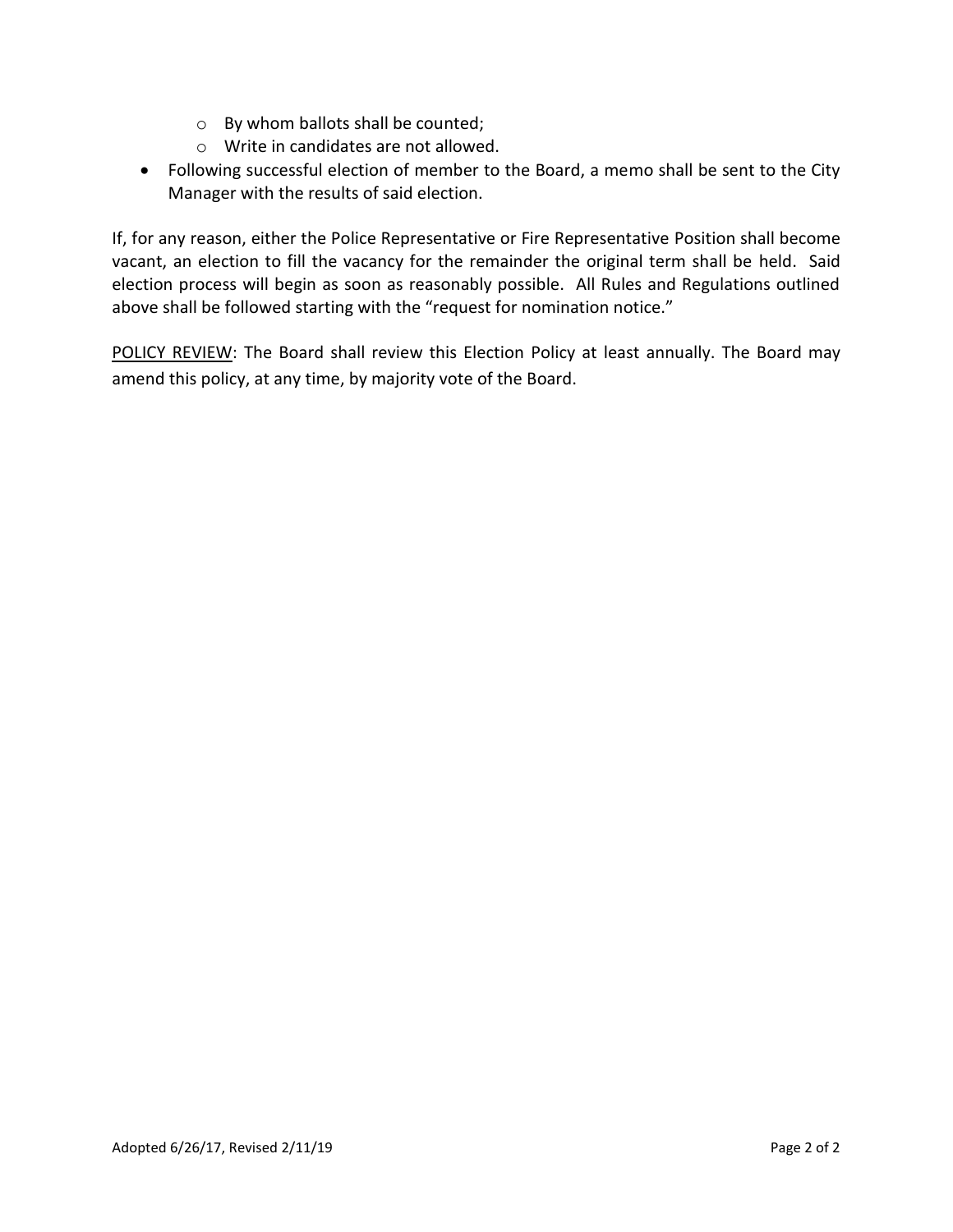- By whom ballots shall be counted;
    - Write in candidates are not allowed.
- Following successful election of member to the Board, a memo shall be sent to the City Manager with the results of said election.

If, for any reason, either the Police Representative or Fire Representative Position shall become vacant, an election to fill the vacancy for the remainder the original term shall be held. Said election process will begin as soon as reasonably possible. All Rules and Regulations outlined above shall be followed starting with the "request for nomination notice."

<u>POLICY REVIEW</u>: The Board shall review this Election Policy at least annually. The Board may amend this policy, at any time, by majority vote of the Board.

Adopted 6/26/17, Revised 2/11/19